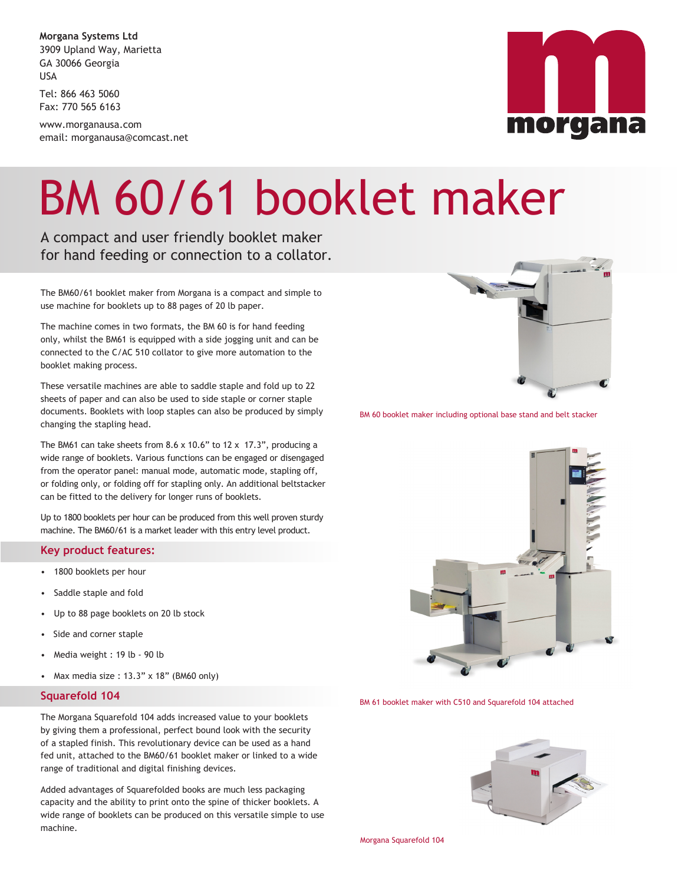**Morgana Systems Ltd**
3909 Upland Way, Marietta
GA 30066 Georgia
USA

Tel: 866 463 5060
Fax: 770 565 6163

www.morganausa.com
email: morganausa@comcast.net

morgana

# BM 60/61 booklet maker

A compact and user friendly booklet maker for hand feeding or connection to a collator.

The BM60/61 booklet maker from Morgana is a compact and simple to use machine for booklets up to 88 pages of 20 lb paper.

The machine comes in two formats, the BM 60 is for hand feeding only, whilst the BM61 is equipped with a side jogging unit and can be connected to the C/AC 510 collator to give more automation to the booklet making process.

These versatile machines are able to saddle staple and fold up to 22 sheets of paper and can also be used to side staple or corner staple documents. Booklets with loop staples can also be produced by simply changing the stapling head.

The BM61 can take sheets from 8.6 x 10.6" to 12 x 17.3", producing a wide range of booklets. Various functions can be engaged or disengaged from the operator panel: manual mode, automatic mode, stapling off, or folding only, or folding off for stapling only. An additional beltstacker can be fitted to the delivery for longer runs of booklets.

Up to 1800 booklets per hour can be produced from this well proven sturdy machine. The BM60/61 is a market leader with this entry level product.

## Key product features:

- 1800 booklets per hour
- Saddle staple and fold
- Up to 88 page booklets on 20 lb stock
- Side and corner staple
- Media weight : 19 lb - 90 lb
- Max media size : 13.3" x 18" (BM60 only)

## Squarefold 104

The Morgana Squarefold 104 adds increased value to your booklets by giving them a professional, perfect bound look with the security of a stapled finish. This revolutionary device can be used as a hand fed unit, attached to the BM60/61 booklet maker or linked to a wide range of traditional and digital finishing devices.

Added advantages of Squarefolded books are much less packaging capacity and the ability to print onto the spine of thicker booklets. A wide range of booklets can be produced on this versatile simple to use machine.

BM 60 booklet maker including optional base stand and belt stacker

BM 61 booklet maker with C510 and Squarefold 104 attached

Morgana Squarefold 104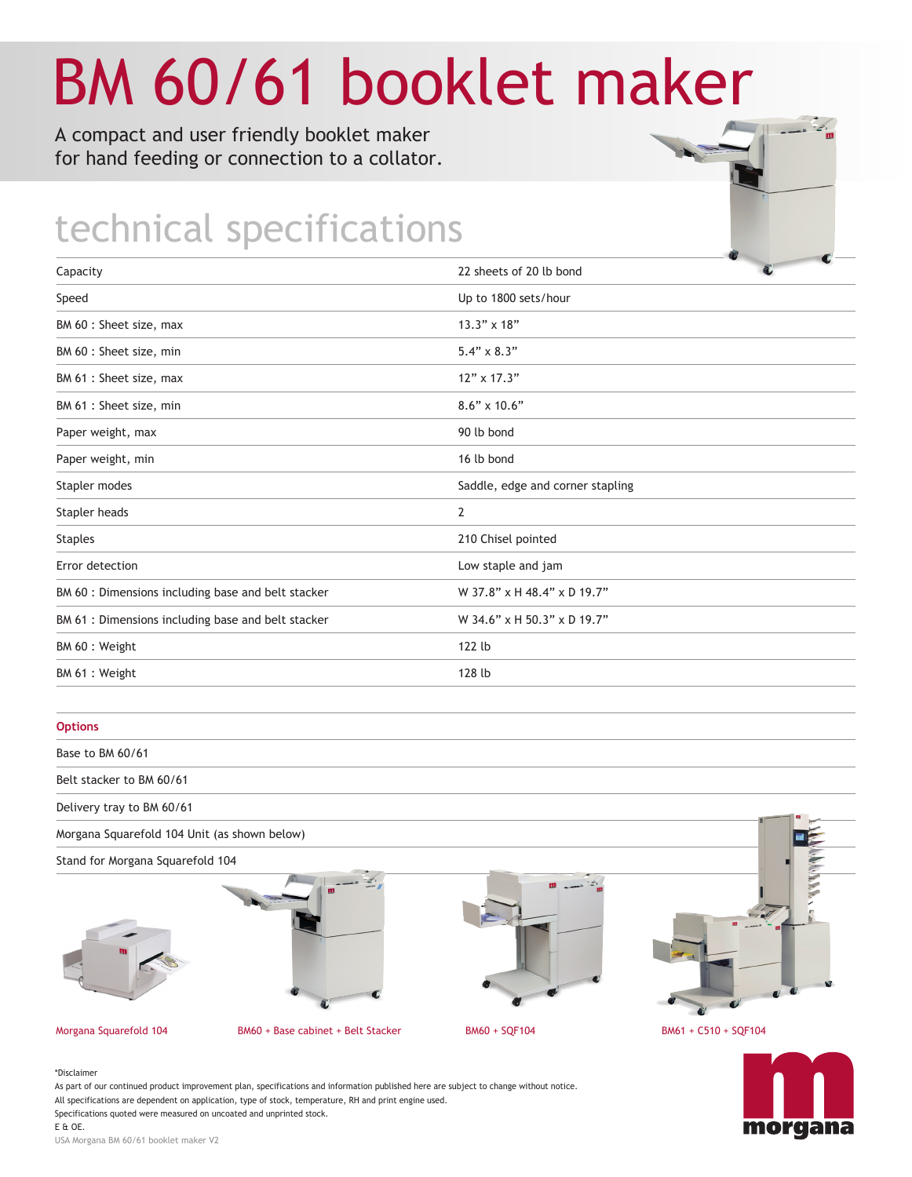# BM 60/61 booklet maker

A compact and user friendly booklet maker for hand feeding or connection to a collator.

## technical specifications

| | |
|---|---|
| Capacity | 22 sheets of 20 lb bond |
| Speed | Up to 1800 sets/hour |
| BM 60 : Sheet size, max | 13.3" x 18" |
| BM 60 : Sheet size, min | 5.4" x 8.3" |
| BM 61 : Sheet size, max | 12" x 17.3" |
| BM 61 : Sheet size, min | 8.6" x 10.6" |
| Paper weight, max | 90 lb bond |
| Paper weight, min | 16 lb bond |
| Stapler modes | Saddle, edge and corner stapling |
| Stapler heads | 2 |
| Staples | 210 Chisel pointed |
| Error detection | Low staple and jam |
| BM 60 : Dimensions including base and belt stacker | W 37.8" x H 48.4" x D 19.7" |
| BM 61 : Dimensions including base and belt stacker | W 34.6" x H 50.3" x D 19.7" |
| BM 60 : Weight | 122 lb |
| BM 61 : Weight | 128 lb |

### Options

- Base to BM 60/61
- Belt stacker to BM 60/61
- Delivery tray to BM 60/61
- Morgana Squarefold 104 Unit (as shown below)
- Stand for Morgana Squarefold 104

Morgana Squarefold 104

BM60 + Base cabinet + Belt Stacker

BM60 + SQF104

BM61 + C510 + SQF104

*Disclaimer
As part of our continued product improvement plan, specifications and information published here are subject to change without notice.
All specifications are dependent on application, type of stock, temperature, RH and print engine used.
Specifications quoted were measured on uncoated and unprinted stock.
E & OE.
USA Morgana BM 60/61 booklet maker V2

morgana